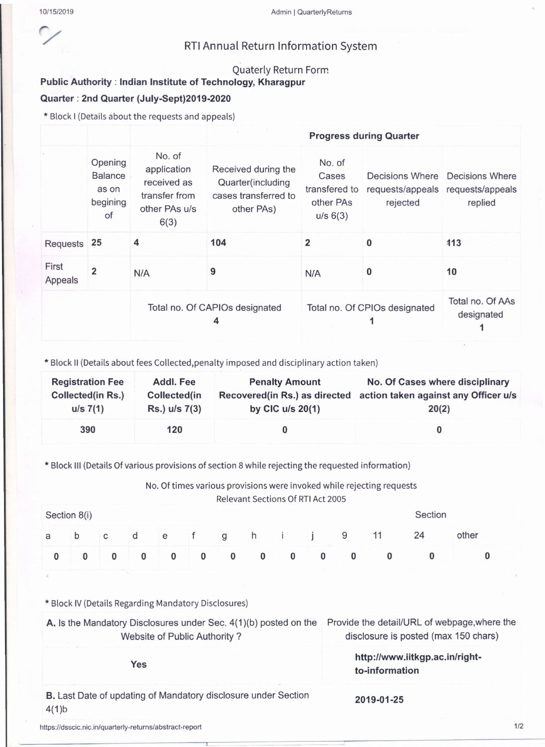# RTI Annual Return Information System

## Quaterly Return Form

**Public Authority** : **Indian Institute of Technology, Kharagpur**

**Quarter** : **2nd Quarter (July-Sept)2019-2020**

\* Block I (Details about the requests and appeals)

| | | | **Progress during Quarter** | | | |
|---|---|---|---|---|---|---|
| | Opening Balance as on begining of | No. of application received as transfer from other PAs u/s 6(3) | Received during the Quarter(including cases transferred to other PAs) | No. of Cases transfered to other PAs u/s 6(3) | Decisions Where requests/appeals rejected | Decisions Where requests/appeals replied |
| Requests | **25** | **4** | **104** | **2** | **0** | **113** |
| First Appeals | **2** | N/A | **9** | N/A | **0** | **10** |
| | Total no. Of CAPIOs designated **4** | | | Total no. Of CPIOs designated **1** | | Total no. Of AAs designated **1** |

\* Block II (Details about fees Collected,penalty imposed and disciplinary action taken)

| **Registration Fee Collected(in Rs.) u/s 7(1)** | **Addl. Fee Collected(in Rs.) u/s 7(3)** | **Penalty Amount Recovered(in Rs.) as directed by CIC u/s 20(1)** | **No. Of Cases where disciplinary action taken against any Officer u/s 20(2)** |
|---|---|---|---|
| **390** | **120** | **0** | **0** |

\* Block III (Details Of various provisions of section 8 while rejecting the requested information)

No. Of times various provisions were invoked while rejecting requests

Relevant Sections Of RTI Act 2005

| Section 8(i) | | | | | | | | | | Section | | | |
|---|---|---|---|---|---|---|---|---|---|---|---|---|---|
| a | b | c | d | e | f | g | h | i | j | 9 | 11 | 24 | other |
| **0** | **0** | **0** | **0** | **0** | **0** | **0** | **0** | **0** | **0** | **0** | **0** | **0** | **0** |

\* Block IV (Details Regarding Mandatory Disclosures)

| **A.** Is the Mandatory Disclosures under Sec. 4(1)(b) posted on the Website of Public Authority ? | Provide the detail/URL of webpage,where the disclosure is posted (max 150 chars) |
|---|---|
| **Yes** | **http://www.iitkgp.ac.in/right-to-information** |
| **B.** Last Date of updating of Mandatory disclosure under Section 4(1)b | **2019-01-25** |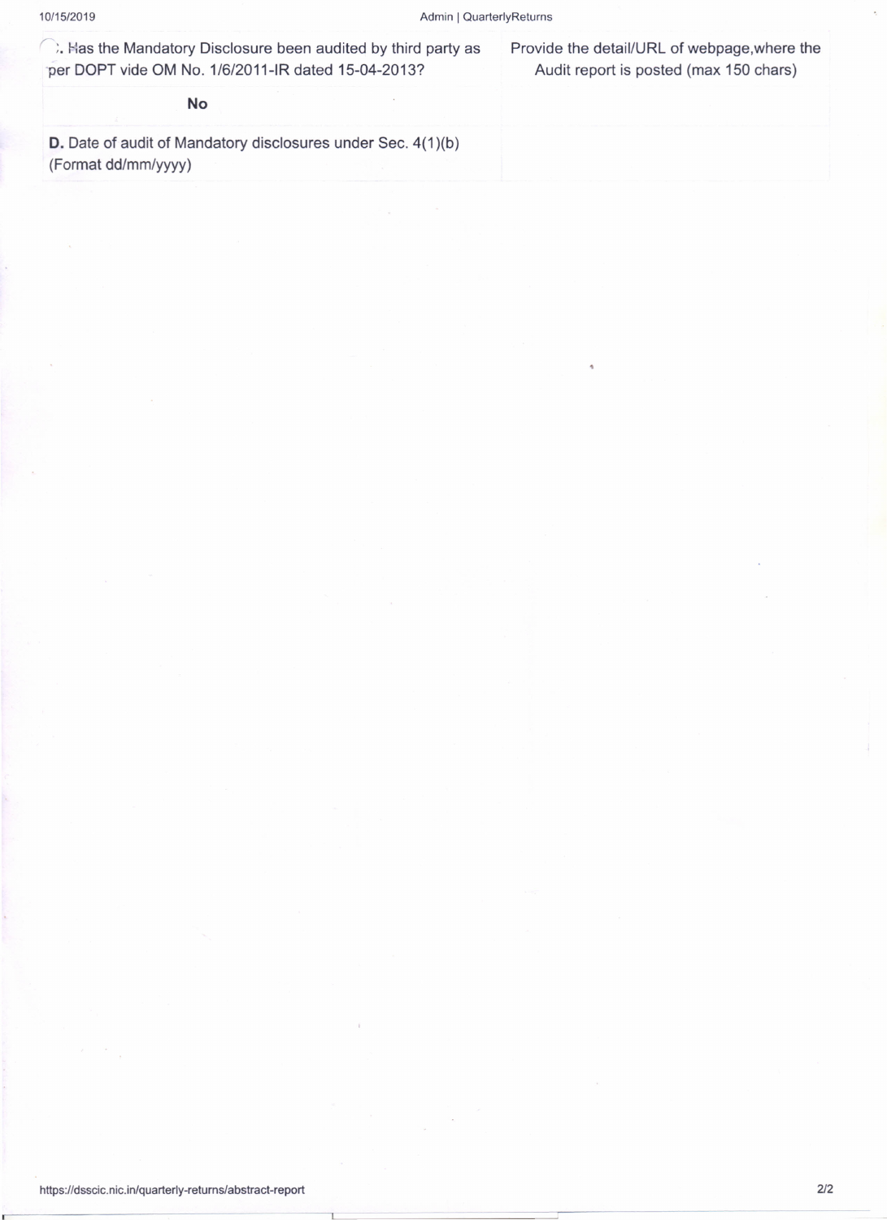| | |
|---|---|
| C. Has the Mandatory Disclosure been audited by third party as per DOPT vide OM No. 1/6/2011-IR dated 15-04-2013? | Provide the detail/URL of webpage,where the Audit report is posted (max 150 chars) |
| **No** | |
| **D.** Date of audit of Mandatory disclosures under Sec. 4(1)(b) (Format dd/mm/yyyy) | |